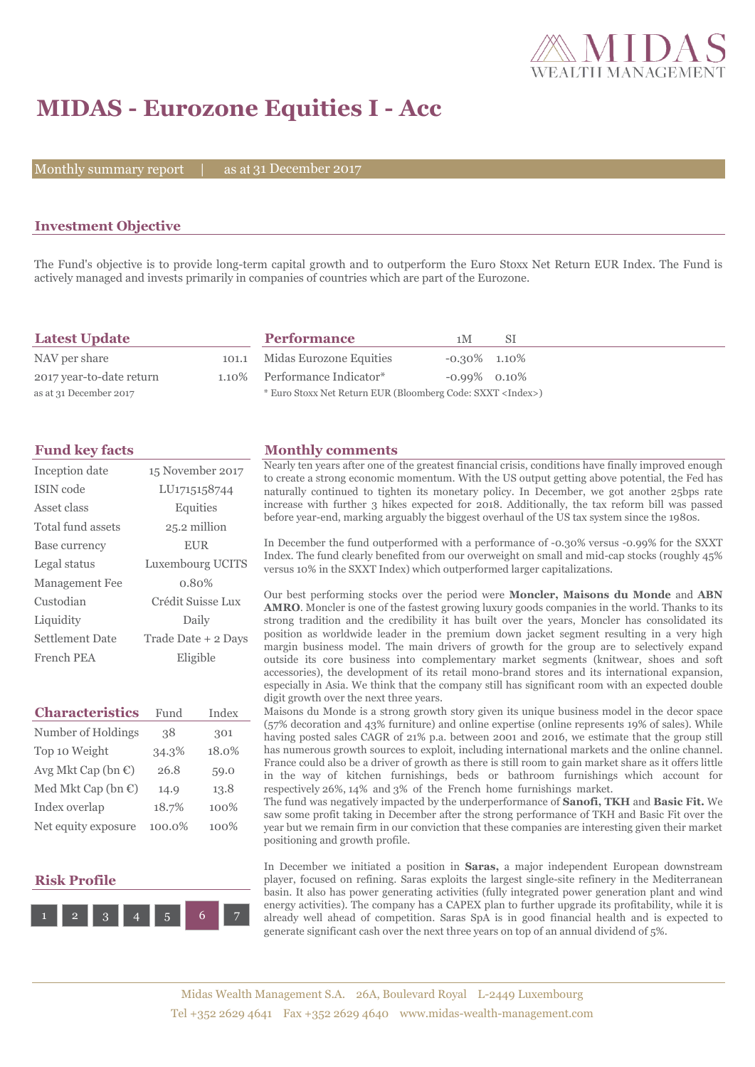MIDAS WEALTH MANAGEMENT

# MIDAS - Eurozone Equities I - Acc

Monthly summary report | as at 31 December 2017

## Investment Objective

The Fund's objective is to provide long-term capital growth and to outperform the Euro Stoxx Net Return EUR Index. The Fund is actively managed and invests primarily in companies of countries which are part of the Eurozone.

## Latest Update

| | |
|---|---|
| NAV per share | 101.1 |
| 2017 year-to-date return | 1.10% |

as at 31 December 2017

## Performance

| | 1M | SI |
|---|---|---|
| Midas Eurozone Equities | -0.30% | 1.10% |
| Performance Indicator* | -0.99% | 0.10% |

\* Euro Stoxx Net Return EUR (Bloomberg Code: SXXT <Index>)

## Fund key facts

| | |
|---|---|
| Inception date | 15 November 2017 |
| ISIN code | LU1715158744 |
| Asset class | Equities |
| Total fund assets | 25.2 million |
| Base currency | EUR |
| Legal status | Luxembourg UCITS |
| Management Fee | 0.80% |
| Custodian | Crédit Suisse Lux |
| Liquidity | Daily |
| Settlement Date | Trade Date + 2 Days |
| French PEA | Eligible |

## Characteristics

| | Fund | Index |
|---|---|---|
| Number of Holdings | 38 | 301 |
| Top 10 Weight | 34.3% | 18.0% |
| Avg Mkt Cap (bn €) | 26.8 | 59.0 |
| Med Mkt Cap (bn €) | 14.9 | 13.8 |
| Index overlap | 18.7% | 100% |
| Net equity exposure | 100.0% | 100% |

## Risk Profile

1 2 3 4 5 **6** 7

## Monthly comments

Nearly ten years after one of the greatest financial crisis, conditions have finally improved enough to create a strong economic momentum. With the US output getting above potential, the Fed has naturally continued to tighten its monetary policy. In December, we got another 25bps rate increase with further 3 hikes expected for 2018. Additionally, the tax reform bill was passed before year-end, marking arguably the biggest overhaul of the US tax system since the 1980s.

In December the fund outperformed with a performance of -0.30% versus -0.99% for the SXXT Index. The fund clearly benefited from our overweight on small and mid-cap stocks (roughly 45% versus 10% in the SXXT Index) which outperformed larger capitalizations.

Our best performing stocks over the period were **Moncler, Maisons du Monde** and **ABN AMRO**. Moncler is one of the fastest growing luxury goods companies in the world. Thanks to its strong tradition and the credibility it has built over the years, Moncler has consolidated its position as worldwide leader in the premium down jacket segment resulting in a very high margin business model. The main drivers of growth for the group are to selectively expand outside its core business into complementary market segments (knitwear, shoes and soft accessories), the development of its retail mono-brand stores and its international expansion, especially in Asia. We think that the company still has significant room with an expected double digit growth over the next three years.

Maisons du Monde is a strong growth story given its unique business model in the decor space (57% decoration and 43% furniture) and online expertise (online represents 19% of sales). While having posted sales CAGR of 21% p.a. between 2001 and 2016, we estimate that the group still has numerous growth sources to exploit, including international markets and the online channel. France could also be a driver of growth as there is still room to gain market share as it offers little in the way of kitchen furnishings, beds or bathroom furnishings which account for respectively 26%, 14% and 3% of the French home furnishings market.

The fund was negatively impacted by the underperformance of **Sanofi, TKH** and **Basic Fit.** We saw some profit taking in December after the strong performance of TKH and Basic Fit over the year but we remain firm in our conviction that these companies are interesting given their market positioning and growth profile.

In December we initiated a position in **Saras,** a major independent European downstream player, focused on refining. Saras exploits the largest single-site refinery in the Mediterranean basin. It also has power generating activities (fully integrated power generation plant and wind energy activities). The company has a CAPEX plan to further upgrade its profitability, while it is already well ahead of competition. Saras SpA is in good financial health and is expected to generate significant cash over the next three years on top of an annual dividend of 5%.

Midas Wealth Management S.A. 26A, Boulevard Royal L-2449 Luxembourg
Tel +352 2629 4641 Fax +352 2629 4640 www.midas-wealth-management.com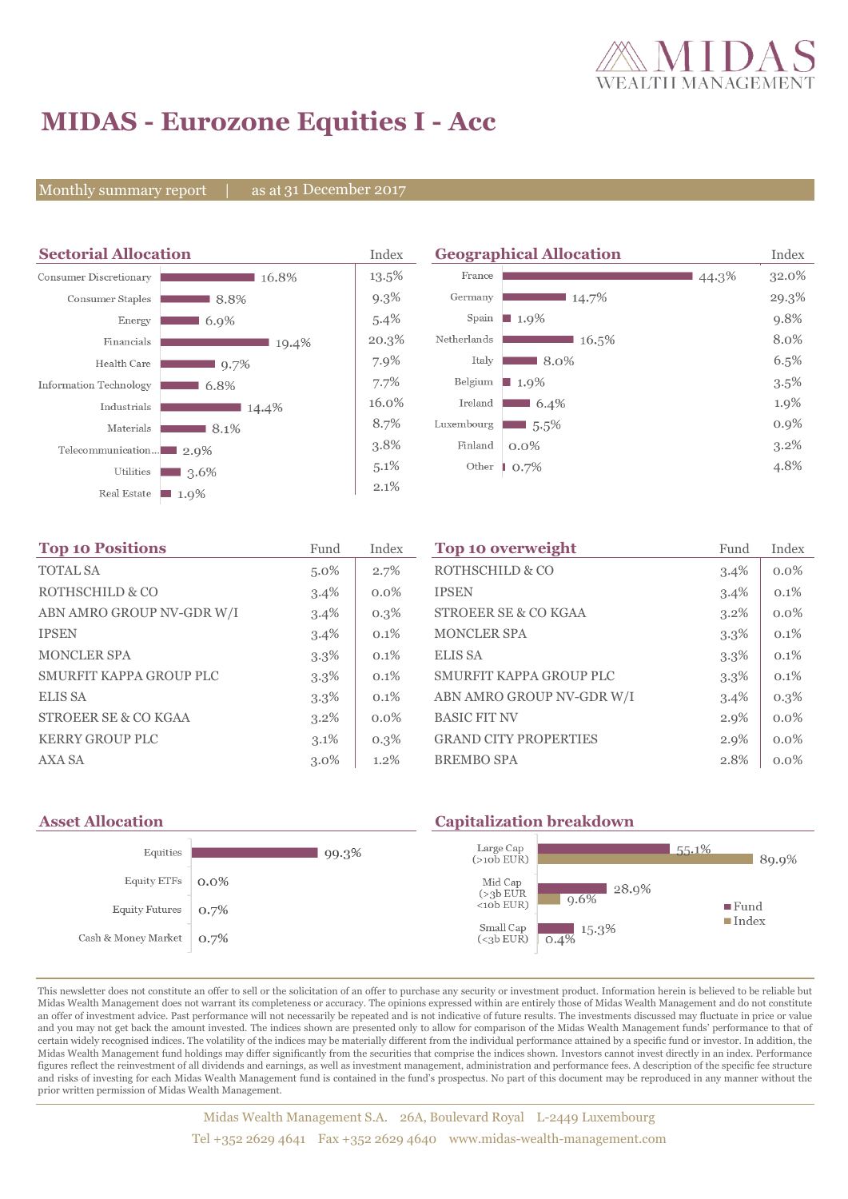# MIDAS - Eurozone Equities I - Acc

Monthly summary report | as at 31 December 2017

## Sectorial Allocation

Index

Consumer Discretionary 16.8% 13.5%
Consumer Staples 8.8% 9.3%
Energy 6.9% 5.4%
Financials 19.4% 20.3%
Health Care 9.7% 7.9%
Information Technology 6.8% 7.7%
Industrials 14.4% 16.0%
Materials 8.1% 8.7%
Telecommunication... 2.9% 3.8%
Utilities 3.6% 5.1%
Real Estate 1.9% 2.1%

## Geographical Allocation

Index

France 44.3% 32.0%
Germany 14.7% 29.3%
Spain 1.9% 9.8%
Netherlands 16.5% 8.0%
Italy 8.0% 6.5%
Belgium 1.9% 3.5%
Ireland 6.4% 1.9%
Luxembourg 5.5% 0.9%
Finland 0.0% 3.2%
Other 0.7% 4.8%

## Top 10 Positions

| Top 10 Positions | Fund | Index |
|---|---|---|
| TOTAL SA | 5.0% | 2.7% |
| ROTHSCHILD & CO | 3.4% | 0.0% |
| ABN AMRO GROUP NV-GDR W/I | 3.4% | 0.3% |
| IPSEN | 3.4% | 0.1% |
| MONCLER SPA | 3.3% | 0.1% |
| SMURFIT KAPPA GROUP PLC | 3.3% | 0.1% |
| ELIS SA | 3.3% | 0.1% |
| STROEER SE & CO KGAA | 3.2% | 0.0% |
| KERRY GROUP PLC | 3.1% | 0.3% |
| AXA SA | 3.0% | 1.2% |

## Top 10 overweight

| Top 10 overweight | Fund | Index |
|---|---|---|
| ROTHSCHILD & CO | 3.4% | 0.0% |
| IPSEN | 3.4% | 0.1% |
| STROEER SE & CO KGAA | 3.2% | 0.0% |
| MONCLER SPA | 3.3% | 0.1% |
| ELIS SA | 3.3% | 0.1% |
| SMURFIT KAPPA GROUP PLC | 3.3% | 0.1% |
| ABN AMRO GROUP NV-GDR W/I | 3.4% | 0.3% |
| BASIC FIT NV | 2.9% | 0.0% |
| GRAND CITY PROPERTIES | 2.9% | 0.0% |
| BREMBO SPA | 2.8% | 0.0% |

## Asset Allocation

Equities 99.3%
Equity ETFs 0.0%
Equity Futures 0.7%
Cash & Money Market 0.7%

## Capitalization breakdown

Large Cap (>10b EUR) 55.1% 89.9%
Mid Cap (>3b EUR <10b EUR) 28.9% 9.6%
Small Cap (<3b EUR) 15.3% 0.4%
Fund
Index

This newsletter does not constitute an offer to sell or the solicitation of an offer to purchase any security or investment product. Information herein is believed to be reliable but Midas Wealth Management does not warrant its completeness or accuracy. The opinions expressed within are entirely those of Midas Wealth Management and do not constitute an offer of investment advice. Past performance will not necessarily be repeated and is not indicative of future results. The investments discussed may fluctuate in price or value and you may not get back the amount invested. The indices shown are presented only to allow for comparison of the Midas Wealth Management funds' performance to that of certain widely recognised indices. The volatility of the indices may be materially different from the individual performance attained by a specific fund or investor. In addition, the Midas Wealth Management fund holdings may differ significantly from the securities that comprise the indices shown. Investors cannot invest directly in an index. Performance figures reflect the reinvestment of all dividends and earnings, as well as investment management, administration and performance fees. A description of the specific fee structure and risks of investing for each Midas Wealth Management fund is contained in the fund's prospectus. No part of this document may be reproduced in any manner without the prior written permission of Midas Wealth Management.

Midas Wealth Management S.A. 26A, Boulevard Royal L-2449 Luxembourg
Tel +352 2629 4641 Fax +352 2629 4640 www.midas-wealth-management.com